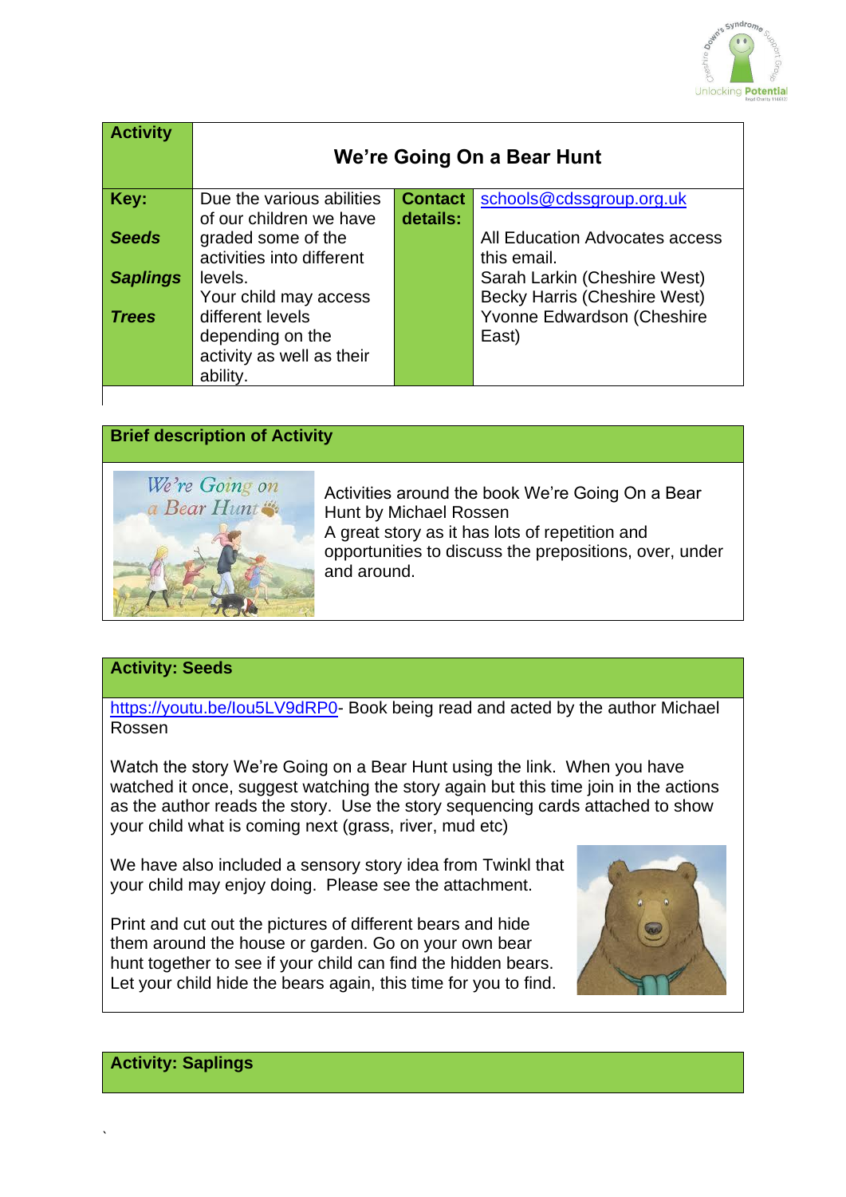| Activity | We're Going On a Bear Hunt | | |
|---|---|---|---|
| **Key:** <br> ***Seeds*** <br> ***Saplings*** <br> ***Trees*** | Due the various abilities of our children we have graded some of the activities into different levels. Your child may access different levels depending on the activity as well as their ability. | **Contact details:** | schools@cdssgroup.org.uk <br><br> All Education Advocates access this email. <br> Sarah Larkin (Cheshire West) <br> Becky Harris (Cheshire West) <br> Yvonne Edwardson (Cheshire East) |

**Brief description of Activity**

Activities around the book We're Going On a Bear Hunt by Michael Rossen
A great story as it has lots of repetition and opportunities to discuss the prepositions, over, under and around.

**Activity: Seeds**

https://youtu.be/Iou5LV9dRP0- Book being read and acted by the author Michael Rossen

Watch the story We're Going on a Bear Hunt using the link. When you have watched it once, suggest watching the story again but this time join in the actions as the author reads the story. Use the story sequencing cards attached to show your child what is coming next (grass, river, mud etc)

We have also included a sensory story idea from Twinkl that your child may enjoy doing. Please see the attachment.

Print and cut out the pictures of different bears and hide them around the house or garden. Go on your own bear hunt together to see if your child can find the hidden bears. Let your child hide the bears again, this time for you to find.

**Activity: Saplings**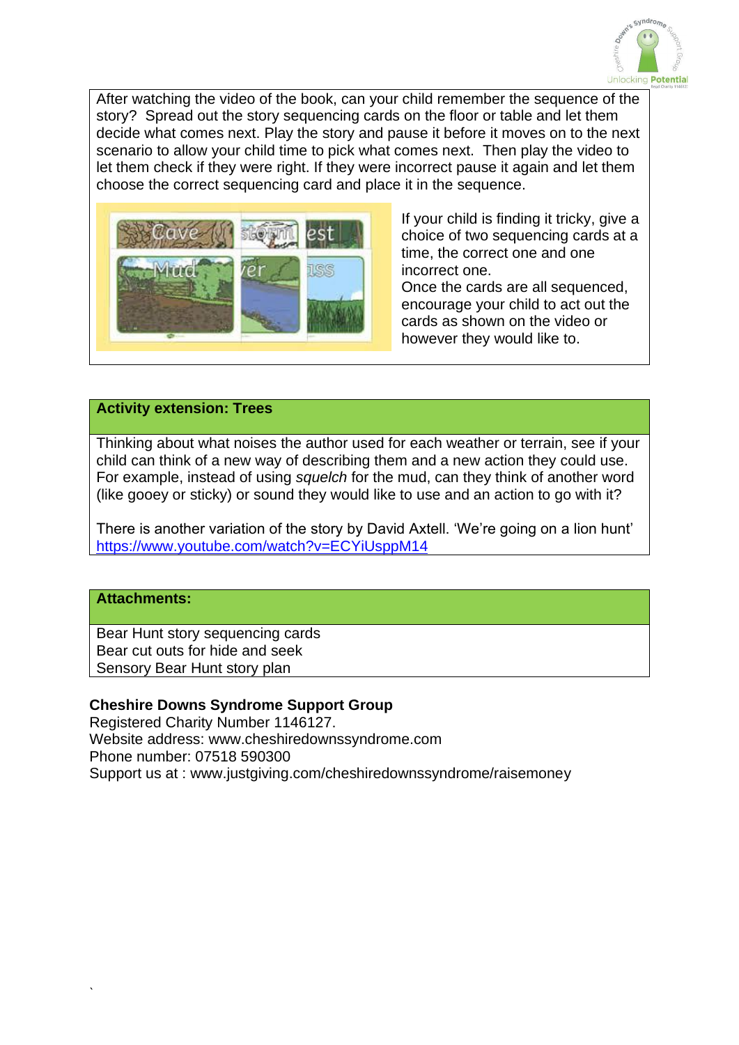After watching the video of the book, can your child remember the sequence of the story? Spread out the story sequencing cards on the floor or table and let them decide what comes next. Play the story and pause it before it moves on to the next scenario to allow your child time to pick what comes next. Then play the video to let them check if they were right. If they were incorrect pause it again and let them choose the correct sequencing card and place it in the sequence.

If your child is finding it tricky, give a choice of two sequencing cards at a time, the correct one and one incorrect one.
Once the cards are all sequenced, encourage your child to act out the cards as shown on the video or however they would like to.

## Activity extension: Trees

Thinking about what noises the author used for each weather or terrain, see if your child can think of a new way of describing them and a new action they could use. For example, instead of using *squelch* for the mud, can they think of another word (like gooey or sticky) or sound they would like to use and an action to go with it?

There is another variation of the story by David Axtell. 'We're going on a lion hunt' https://www.youtube.com/watch?v=ECYiUsppM14

## Attachments:

Bear Hunt story sequencing cards
Bear cut outs for hide and seek
Sensory Bear Hunt story plan

**Cheshire Downs Syndrome Support Group**
Registered Charity Number 1146127.
Website address: www.cheshiredownssyndrome.com
Phone number: 07518 590300
Support us at : www.justgiving.com/cheshiredownssyndrome/raisemoney